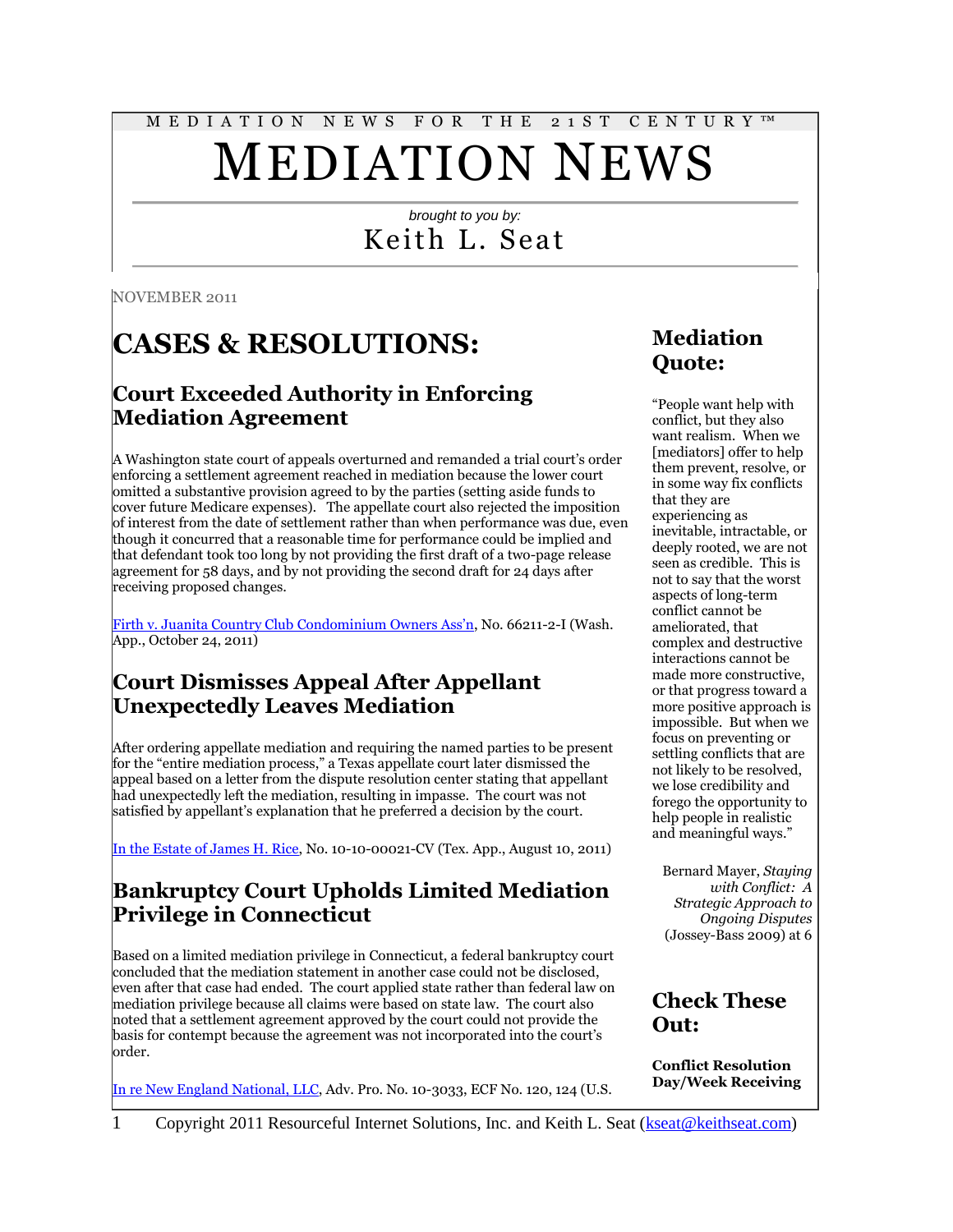MEDIATION NEWS FOR THE 21ST CENTURY™

# MEDIATION NEWS

*brought to you by:*

Keith L. Seat

NOVEMBER 2011

# CASES & RESOLUTIONS:

## Court Exceeded Authority in Enforcing Mediation Agreement

A Washington state court of appeals overturned and remanded a trial court's order enforcing a settlement agreement reached in mediation because the lower court omitted a substantive provision agreed to by the parties (setting aside funds to cover future Medicare expenses). The appellate court also rejected the imposition of interest from the date of settlement rather than when performance was due, even though it concurred that a reasonable time for performance could be implied and that defendant took too long by not providing the first draft of a two-page release agreement for 58 days, and by not providing the second draft for 24 days after receiving proposed changes.

Firth v. Juanita Country Club Condominium Owners Ass'n, No. 66211-2-I (Wash. App., October 24, 2011)

## Court Dismisses Appeal After Appellant Unexpectedly Leaves Mediation

After ordering appellate mediation and requiring the named parties to be present for the "entire mediation process," a Texas appellate court later dismissed the appeal based on a letter from the dispute resolution center stating that appellant had unexpectedly left the mediation, resulting in impasse. The court was not satisfied by appellant's explanation that he preferred a decision by the court.

In the Estate of James H. Rice, No. 10-10-00021-CV (Tex. App., August 10, 2011)

## Bankruptcy Court Upholds Limited Mediation Privilege in Connecticut

Based on a limited mediation privilege in Connecticut, a federal bankruptcy court concluded that the mediation statement in another case could not be disclosed, even after that case had ended. The court applied state rather than federal law on mediation privilege because all claims were based on state law. The court also noted that a settlement agreement approved by the court could not provide the basis for contempt because the agreement was not incorporated into the court's order.

In re New England National, LLC, Adv. Pro. No. 10-3033, ECF No. 120, 124 (U.S.

## Mediation Quote:

"People want help with conflict, but they also want realism. When we [mediators] offer to help them prevent, resolve, or in some way fix conflicts that they are experiencing as inevitable, intractable, or deeply rooted, we are not seen as credible. This is not to say that the worst aspects of long-term conflict cannot be ameliorated, that complex and destructive interactions cannot be made more constructive, or that progress toward a more positive approach is impossible. But when we focus on preventing or settling conflicts that are not likely to be resolved, we lose credibility and forego the opportunity to help people in realistic and meaningful ways."

Bernard Mayer, *Staying with Conflict: A Strategic Approach to Ongoing Disputes* (Jossey-Bass 2009) at 6

## Check These Out:

**Conflict Resolution Day/Week Receiving**

Copyright 2011 Resourceful Internet Solutions, Inc. and Keith L. Seat (kseat@keithseat.com)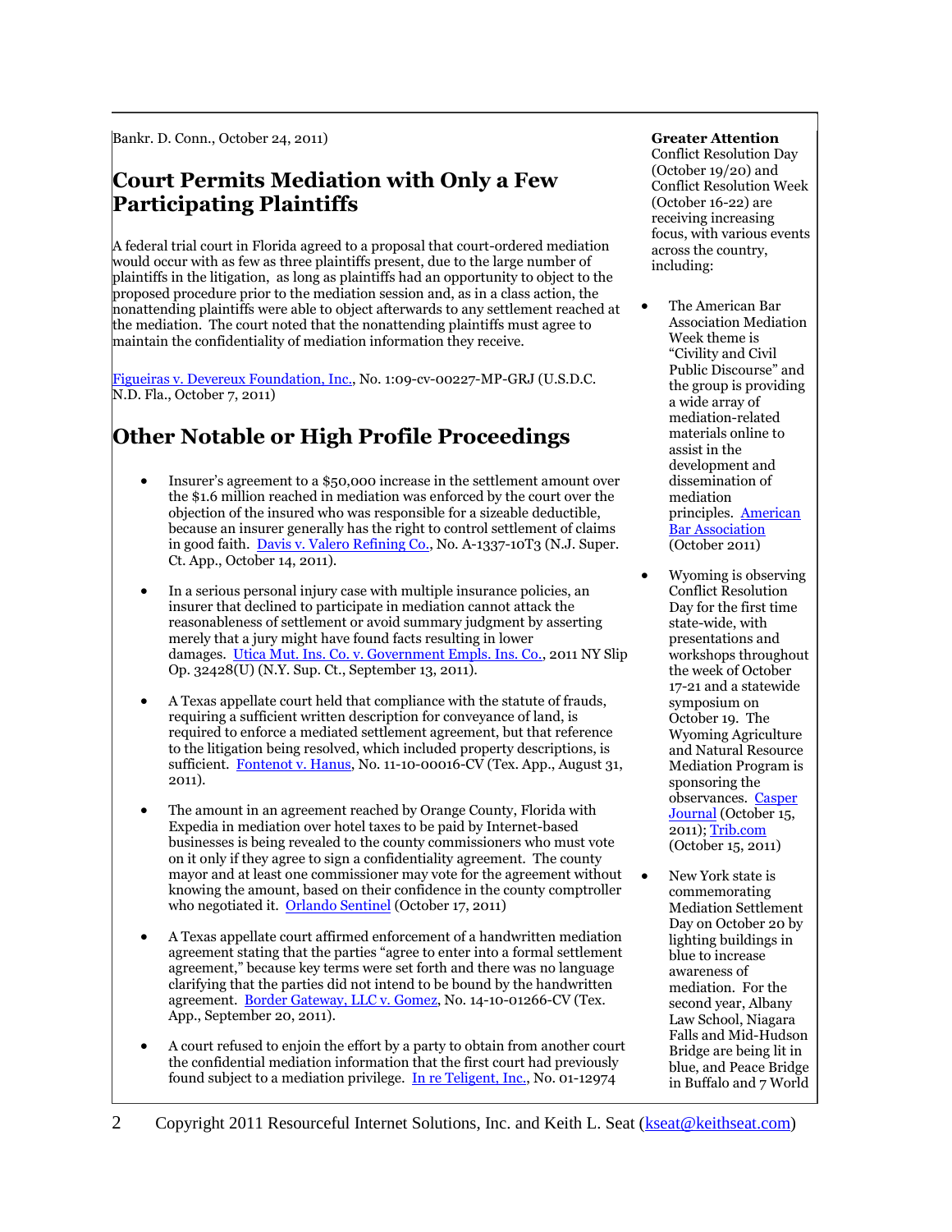Bankr. D. Conn., October 24, 2011)

## Court Permits Mediation with Only a Few Participating Plaintiffs

A federal trial court in Florida agreed to a proposal that court-ordered mediation would occur with as few as three plaintiffs present, due to the large number of plaintiffs in the litigation, as long as plaintiffs had an opportunity to object to the proposed procedure prior to the mediation session and, as in a class action, the nonattending plaintiffs were able to object afterwards to any settlement reached at the mediation. The court noted that the nonattending plaintiffs must agree to maintain the confidentiality of mediation information they receive.

Figueiras v. Devereux Foundation, Inc., No. 1:09-cv-00227-MP-GRJ (U.S.D.C. N.D. Fla., October 7, 2011)

## Other Notable or High Profile Proceedings

- Insurer's agreement to a $50,000 increase in the settlement amount over the $1.6 million reached in mediation was enforced by the court over the objection of the insured who was responsible for a sizeable deductible, because an insurer generally has the right to control settlement of claims in good faith. Davis v. Valero Refining Co., No. A-1337-10T3 (N.J. Super. Ct. App., October 14, 2011).

- In a serious personal injury case with multiple insurance policies, an insurer that declined to participate in mediation cannot attack the reasonableness of settlement or avoid summary judgment by asserting merely that a jury might have found facts resulting in lower damages. Utica Mut. Ins. Co. v. Government Empls. Ins. Co., 2011 NY Slip Op. 32428(U) (N.Y. Sup. Ct., September 13, 2011).

- A Texas appellate court held that compliance with the statute of frauds, requiring a sufficient written description for conveyance of land, is required to enforce a mediated settlement agreement, but that reference to the litigation being resolved, which included property descriptions, is sufficient. Fontenot v. Hanus, No. 11-10-00016-CV (Tex. App., August 31, 2011).

- The amount in an agreement reached by Orange County, Florida with Expedia in mediation over hotel taxes to be paid by Internet-based businesses is being revealed to the county commissioners who must vote on it only if they agree to sign a confidentiality agreement. The county mayor and at least one commissioner may vote for the agreement without knowing the amount, based on their confidence in the county comptroller who negotiated it. Orlando Sentinel (October 17, 2011)

- A Texas appellate court affirmed enforcement of a handwritten mediation agreement stating that the parties "agree to enter into a formal settlement agreement," because key terms were set forth and there was no language clarifying that the parties did not intend to be bound by the handwritten agreement. Border Gateway, LLC v. Gomez, No. 14-10-01266-CV (Tex. App., September 20, 2011).

- A court refused to enjoin the effort by a party to obtain from another court the confidential mediation information that the first court had previously found subject to a mediation privilege. In re Teligent, Inc., No. 01-12974

**Greater Attention**

Conflict Resolution Day (October 19/20) and Conflict Resolution Week (October 16-22) are receiving increasing focus, with various events across the country, including:

- The American Bar Association Mediation Week theme is "Civility and Civil Public Discourse" and the group is providing a wide array of mediation-related materials online to assist in the development and dissemination of mediation principles. American Bar Association (October 2011)

- Wyoming is observing Conflict Resolution Day for the first time state-wide, with presentations and workshops throughout the week of October 17-21 and a statewide symposium on October 19. The Wyoming Agriculture and Natural Resource Mediation Program is sponsoring the observances. Casper Journal (October 15, 2011); Trib.com (October 15, 2011)

- New York state is commemorating Mediation Settlement Day on October 20 by lighting buildings in blue to increase awareness of mediation. For the second year, Albany Law School, Niagara Falls and Mid-Hudson Bridge are being lit in blue, and Peace Bridge in Buffalo and 7 World

Copyright 2011 Resourceful Internet Solutions, Inc. and Keith L. Seat (kseat@keithseat.com)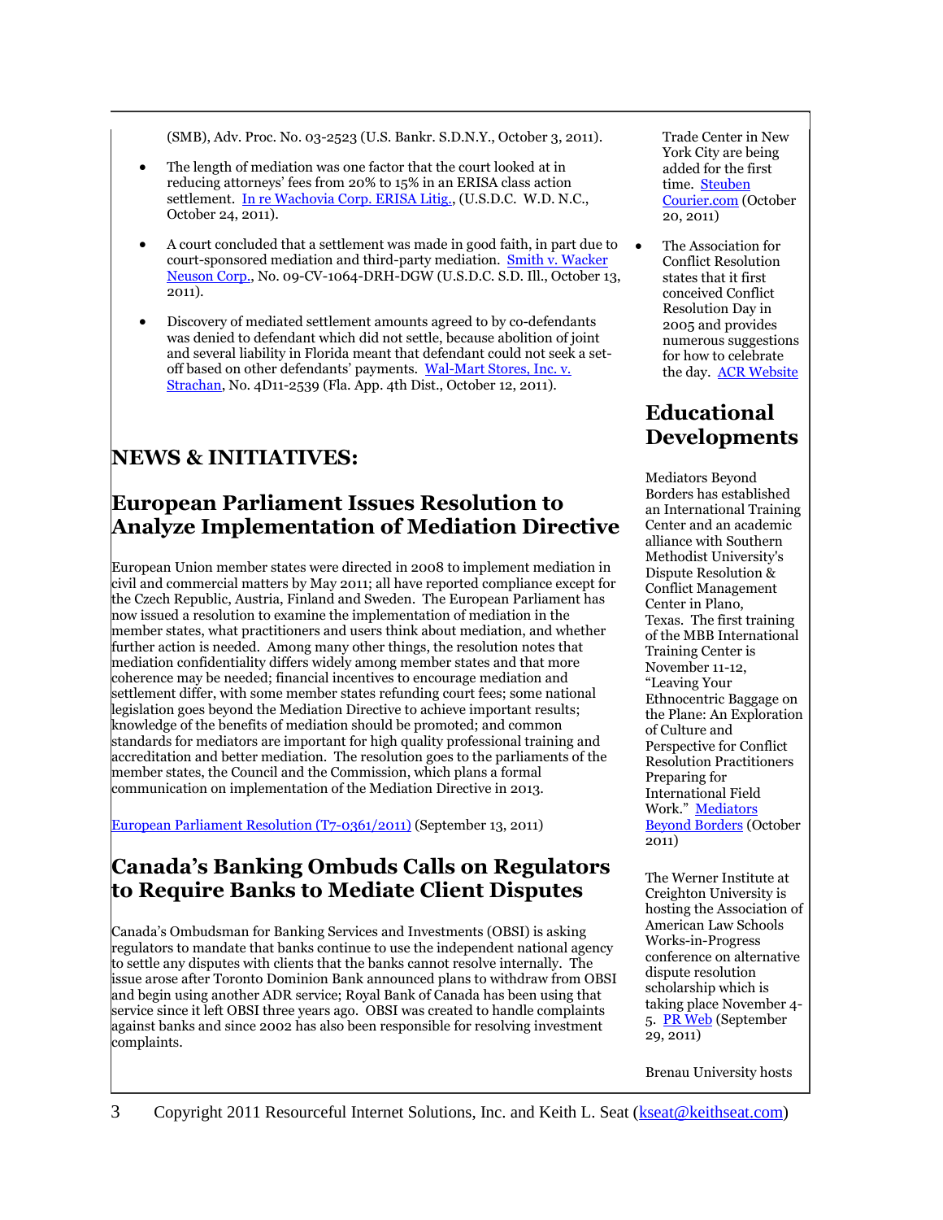(SMB), Adv. Proc. No. 03-2523 (U.S. Bankr. S.D.N.Y., October 3, 2011).

- The length of mediation was one factor that the court looked at in reducing attorneys' fees from 20% to 15% in an ERISA class action settlement. [In re Wachovia Corp. ERISA Litig.](), (U.S.D.C. W.D. N.C., October 24, 2011).

- A court concluded that a settlement was made in good faith, in part due to court-sponsored mediation and third-party mediation. [Smith v. Wacker Neuson Corp.](), No. 09-CV-1064-DRH-DGW (U.S.D.C. S.D. Ill., October 13, 2011).

- Discovery of mediated settlement amounts agreed to by co-defendants was denied to defendant which did not settle, because abolition of joint and several liability in Florida meant that defendant could not seek a set-off based on other defendants' payments. [Wal-Mart Stores, Inc. v. Strachan](), No. 4D11-2539 (Fla. App. 4th Dist., October 12, 2011).

# NEWS & INITIATIVES:

## European Parliament Issues Resolution to Analyze Implementation of Mediation Directive

European Union member states were directed in 2008 to implement mediation in civil and commercial matters by May 2011; all have reported compliance except for the Czech Republic, Austria, Finland and Sweden. The European Parliament has now issued a resolution to examine the implementation of mediation in the member states, what practitioners and users think about mediation, and whether further action is needed. Among many other things, the resolution notes that mediation confidentiality differs widely among member states and that more coherence may be needed; financial incentives to encourage mediation and settlement differ, with some member states refunding court fees; some national legislation goes beyond the Mediation Directive to achieve important results; knowledge of the benefits of mediation should be promoted; and common standards for mediators are important for high quality professional training and accreditation and better mediation. The resolution goes to the parliaments of the member states, the Council and the Commission, which plans a formal communication on implementation of the Mediation Directive in 2013.

[European Parliament Resolution (T7-0361/2011)]() (September 13, 2011)

## Canada's Banking Ombuds Calls on Regulators to Require Banks to Mediate Client Disputes

Canada's Ombudsman for Banking Services and Investments (OBSI) is asking regulators to mandate that banks continue to use the independent national agency to settle any disputes with clients that the banks cannot resolve internally. The issue arose after Toronto Dominion Bank announced plans to withdraw from OBSI and begin using another ADR service; Royal Bank of Canada has been using that service since it left OBSI three years ago. OBSI was created to handle complaints against banks and since 2002 has also been responsible for resolving investment complaints.

Trade Center in New York City are being added for the first time. [Steuben Courier.com]() (October 20, 2011)

- The Association for Conflict Resolution states that it first conceived Conflict Resolution Day in 2005 and provides numerous suggestions for how to celebrate the day. [ACR Website]()

## Educational Developments

Mediators Beyond Borders has established an International Training Center and an academic alliance with Southern Methodist University's Dispute Resolution & Conflict Management Center in Plano, Texas. The first training of the MBB International Training Center is November 11-12, "Leaving Your Ethnocentric Baggage on the Plane: An Exploration of Culture and Perspective for Conflict Resolution Practitioners Preparing for International Field Work." [Mediators Beyond Borders]() (October 2011)

The Werner Institute at Creighton University is hosting the Association of American Law Schools Works-in-Progress conference on alternative dispute resolution scholarship which is taking place November 4-5. [PR Web]() (September 29, 2011)

Brenau University hosts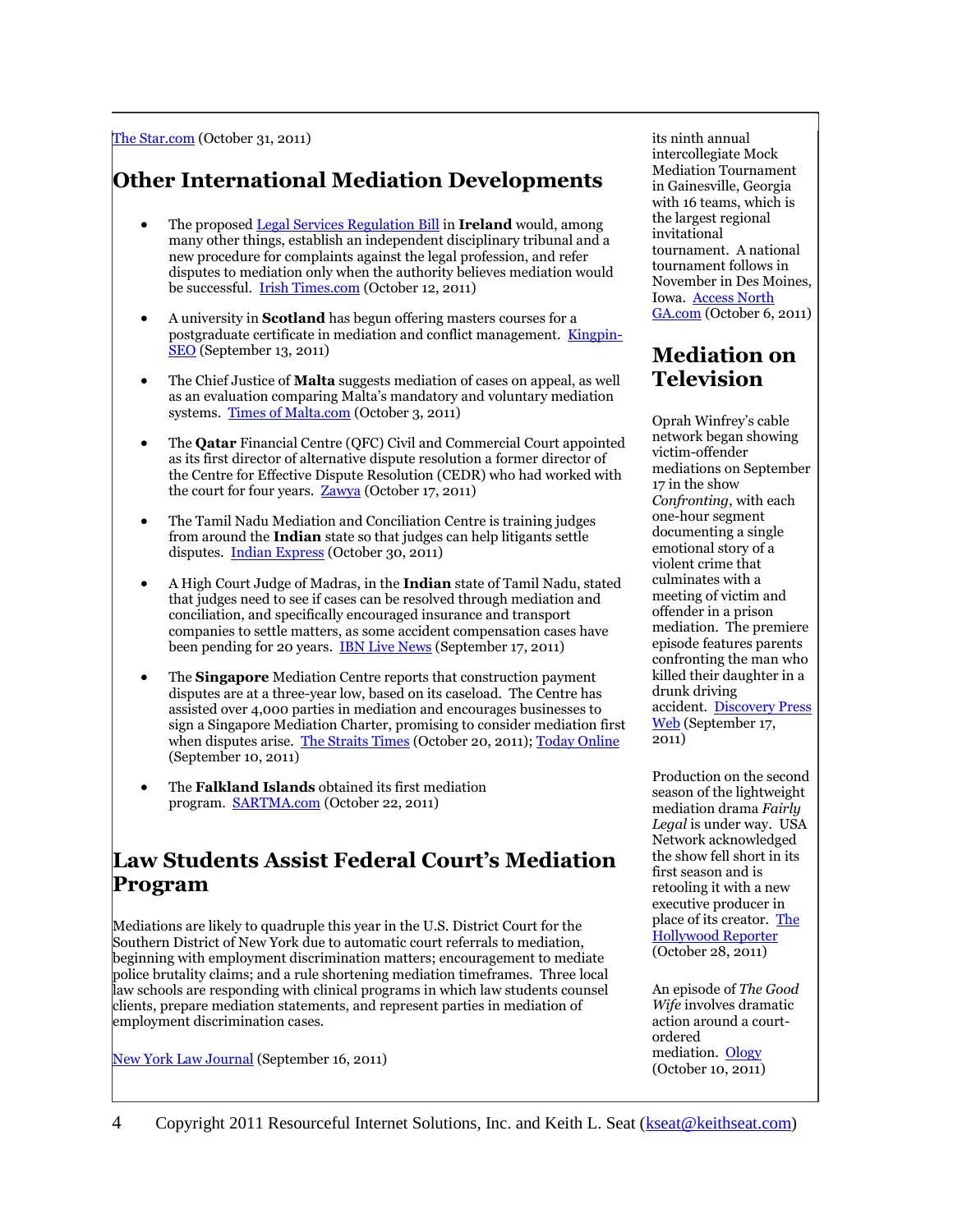The Star.com (October 31, 2011)

## Other International Mediation Developments

- The proposed Legal Services Regulation Bill in **Ireland** would, among many other things, establish an independent disciplinary tribunal and a new procedure for complaints against the legal profession, and refer disputes to mediation only when the authority believes mediation would be successful. Irish Times.com (October 12, 2011)
- A university in **Scotland** has begun offering masters courses for a postgraduate certificate in mediation and conflict management. Kingpin-SEO (September 13, 2011)
- The Chief Justice of **Malta** suggests mediation of cases on appeal, as well as an evaluation comparing Malta's mandatory and voluntary mediation systems. Times of Malta.com (October 3, 2011)
- The **Qatar** Financial Centre (QFC) Civil and Commercial Court appointed as its first director of alternative dispute resolution a former director of the Centre for Effective Dispute Resolution (CEDR) who had worked with the court for four years. Zawya (October 17, 2011)
- The Tamil Nadu Mediation and Conciliation Centre is training judges from around the **Indian** state so that judges can help litigants settle disputes. Indian Express (October 30, 2011)
- A High Court Judge of Madras, in the **Indian** state of Tamil Nadu, stated that judges need to see if cases can be resolved through mediation and conciliation, and specifically encouraged insurance and transport companies to settle matters, as some accident compensation cases have been pending for 20 years. IBN Live News (September 17, 2011)
- The **Singapore** Mediation Centre reports that construction payment disputes are at a three-year low, based on its caseload. The Centre has assisted over 4,000 parties in mediation and encourages businesses to sign a Singapore Mediation Charter, promising to consider mediation first when disputes arise. The Straits Times (October 20, 2011); Today Online (September 10, 2011)
- The **Falkland Islands** obtained its first mediation program. SARTMA.com (October 22, 2011)

## Law Students Assist Federal Court's Mediation Program

Mediations are likely to quadruple this year in the U.S. District Court for the Southern District of New York due to automatic court referrals to mediation, beginning with employment discrimination matters; encouragement to mediate police brutality claims; and a rule shortening mediation timeframes. Three local law schools are responding with clinical programs in which law students counsel clients, prepare mediation statements, and represent parties in mediation of employment discrimination cases.

New York Law Journal (September 16, 2011)

its ninth annual intercollegiate Mock Mediation Tournament in Gainesville, Georgia with 16 teams, which is the largest regional invitational tournament. A national tournament follows in November in Des Moines, Iowa. Access North GA.com (October 6, 2011)

## Mediation on Television

Oprah Winfrey's cable network began showing victim-offender mediations on September 17 in the show *Confronting*, with each one-hour segment documenting a single emotional story of a violent crime that culminates with a meeting of victim and offender in a prison mediation. The premiere episode features parents confronting the man who killed their daughter in a drunk driving accident. Discovery Press Web (September 17, 2011)

Production on the second season of the lightweight mediation drama *Fairly Legal* is under way. USA Network acknowledged the show fell short in its first season and is retooling it with a new executive producer in place of its creator. The Hollywood Reporter (October 28, 2011)

An episode of *The Good Wife* involves dramatic action around a court-ordered mediation. Ology (October 10, 2011)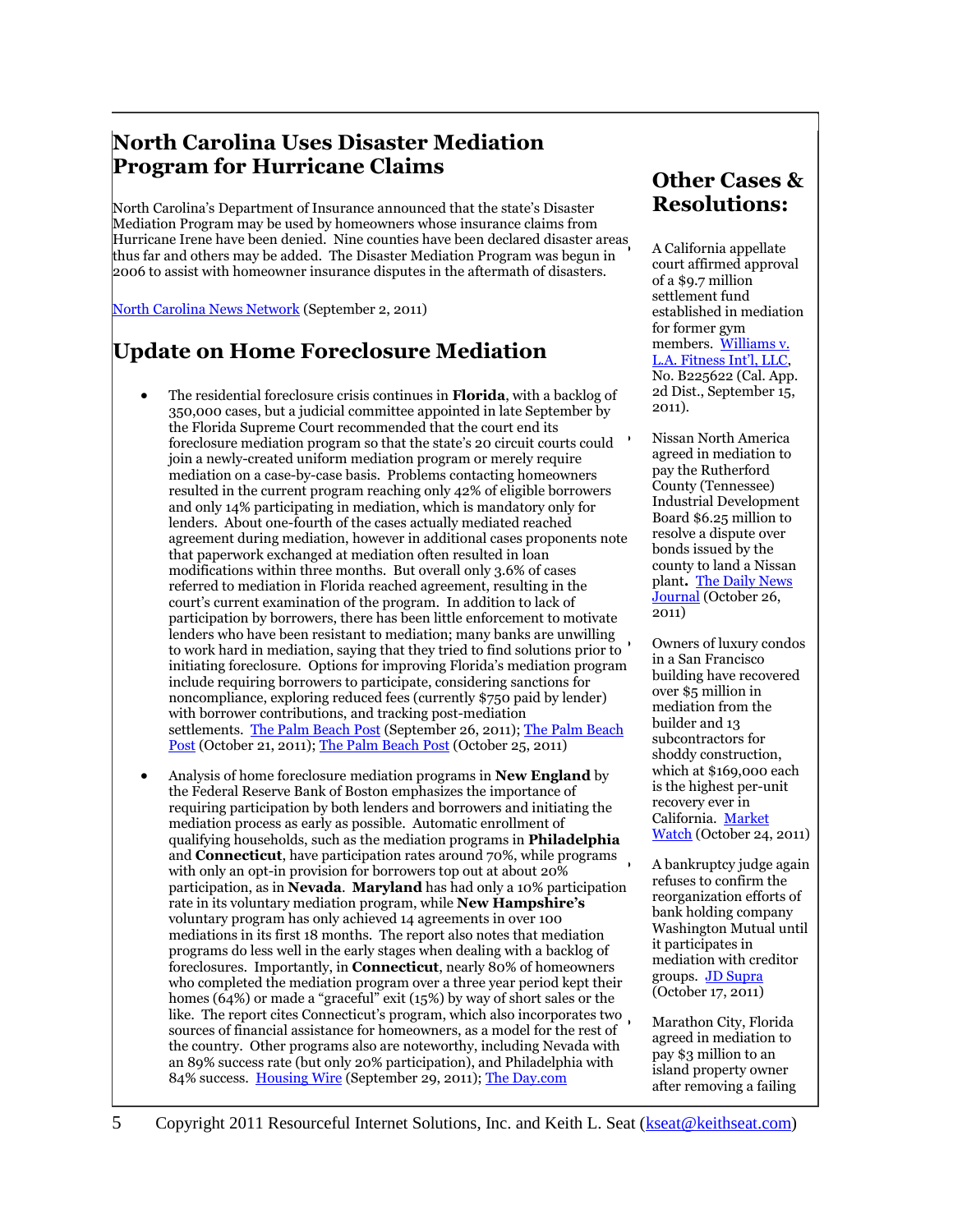## North Carolina Uses Disaster Mediation Program for Hurricane Claims

North Carolina's Department of Insurance announced that the state's Disaster Mediation Program may be used by homeowners whose insurance claims from Hurricane Irene have been denied. Nine counties have been declared disaster areas thus far and others may be added. The Disaster Mediation Program was begun in 2006 to assist with homeowner insurance disputes in the aftermath of disasters.

[North Carolina News Network](#) (September 2, 2011)

## Update on Home Foreclosure Mediation

- The residential foreclosure crisis continues in **Florida**, with a backlog of 350,000 cases, but a judicial committee appointed in late September by the Florida Supreme Court recommended that the court end its foreclosure mediation program so that the state's 20 circuit courts could join a newly-created uniform mediation program or merely require mediation on a case-by-case basis. Problems contacting homeowners resulted in the current program reaching only 42% of eligible borrowers and only 14% participating in mediation, which is mandatory only for lenders. About one-fourth of the cases actually mediated reached agreement during mediation, however in additional cases proponents note that paperwork exchanged at mediation often resulted in loan modifications within three months. But overall only 3.6% of cases referred to mediation in Florida reached agreement, resulting in the court's current examination of the program. In addition to lack of participation by borrowers, there has been little enforcement to motivate lenders who have been resistant to mediation; many banks are unwilling to work hard in mediation, saying that they tried to find solutions prior to initiating foreclosure. Options for improving Florida's mediation program include requiring borrowers to participate, considering sanctions for noncompliance, exploring reduced fees (currently $750 paid by lender) with borrower contributions, and tracking post-mediation settlements. [The Palm Beach Post](#) (September 26, 2011); [The Palm Beach Post](#) (October 21, 2011); [The Palm Beach Post](#) (October 25, 2011)

- Analysis of home foreclosure mediation programs in **New England** by the Federal Reserve Bank of Boston emphasizes the importance of requiring participation by both lenders and borrowers and initiating the mediation process as early as possible. Automatic enrollment of qualifying households, such as the mediation programs in **Philadelphia** and **Connecticut**, have participation rates around 70%, while programs with only an opt-in provision for borrowers top out at about 20% participation, as in **Nevada**. **Maryland** has had only a 10% participation rate in its voluntary mediation program, while **New Hampshire's** voluntary program has only achieved 14 agreements in over 100 mediations in its first 18 months. The report also notes that mediation programs do less well in the early stages when dealing with a backlog of foreclosures. Importantly, in **Connecticut**, nearly 80% of homeowners who completed the mediation program over a three year period kept their homes (64%) or made a "graceful" exit (15%) by way of short sales or the like. The report cites Connecticut's program, which also incorporates two sources of financial assistance for homeowners, as a model for the rest of the country. Other programs also are noteworthy, including Nevada with an 89% success rate (but only 20% participation), and Philadelphia with 84% success. [Housing Wire](#) (September 29, 2011); [The Day.com](#)

## Other Cases & Resolutions:

- A California appellate court affirmed approval of a $9.7 million settlement fund established in mediation for former gym members. [Williams v. L.A. Fitness Int'l, LLC](#), No. B225622 (Cal. App. 2d Dist., September 15, 2011).

- Nissan North America agreed in mediation to pay the Rutherford County (Tennessee) Industrial Development Board $6.25 million to resolve a dispute over bonds issued by the county to land a Nissan plant. [The Daily News Journal](#) (October 26, 2011)

- Owners of luxury condos in a San Francisco building have recovered over $5 million in mediation from the builder and 13 subcontractors for shoddy construction, which at $169,000 each is the highest per-unit recovery ever in California. [Market Watch](#) (October 24, 2011)

- A bankruptcy judge again refuses to confirm the reorganization efforts of bank holding company Washington Mutual until it participates in mediation with creditor groups. [JD Supra](#) (October 17, 2011)

- Marathon City, Florida agreed in mediation to pay $3 million to an island property owner after removing a failing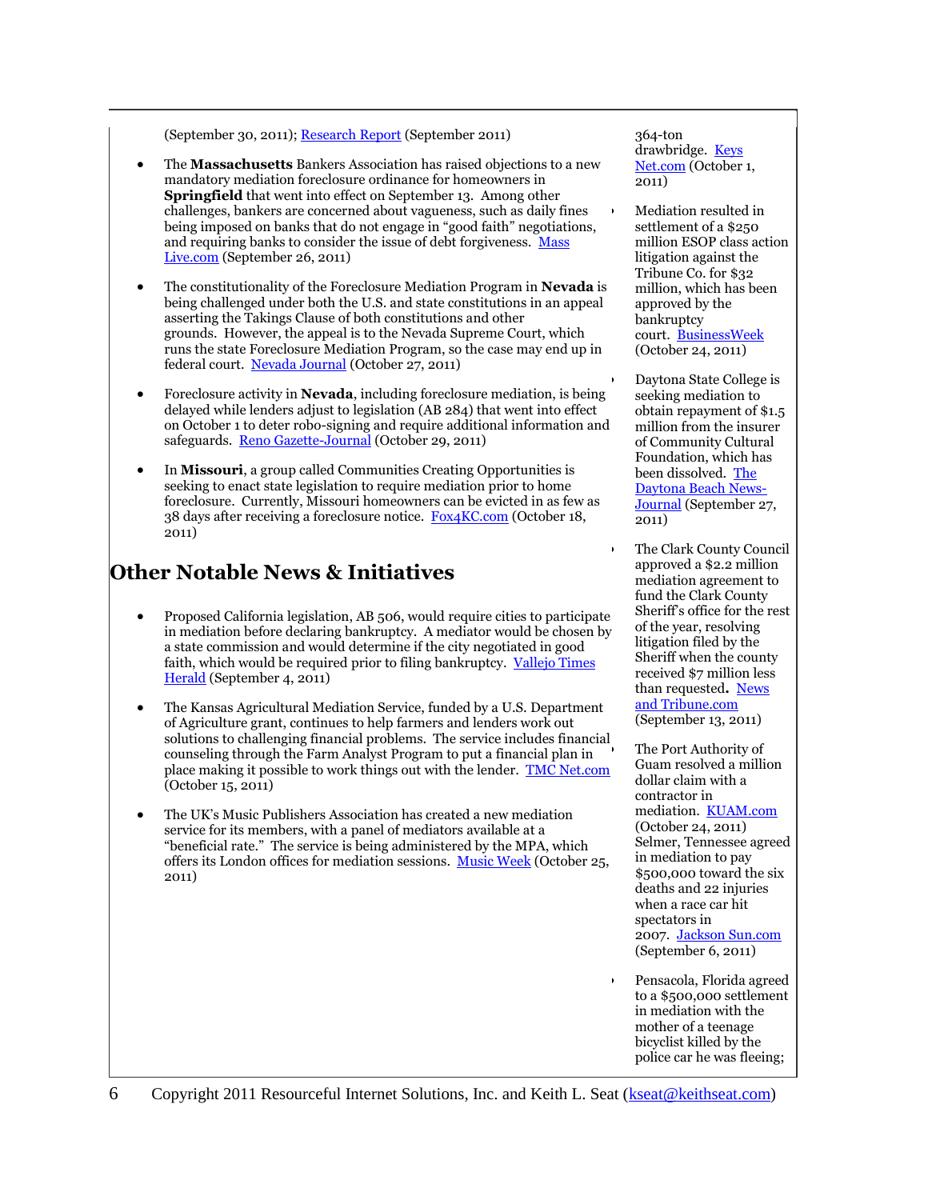(September 30, 2011); Research Report (September 2011)

- The **Massachusetts** Bankers Association has raised objections to a new mandatory mediation foreclosure ordinance for homeowners in **Springfield** that went into effect on September 13. Among other challenges, bankers are concerned about vagueness, such as daily fines being imposed on banks that do not engage in "good faith" negotiations, and requiring banks to consider the issue of debt forgiveness. Mass Live.com (September 26, 2011)

- The constitutionality of the Foreclosure Mediation Program in **Nevada** is being challenged under both the U.S. and state constitutions in an appeal asserting the Takings Clause of both constitutions and other grounds. However, the appeal is to the Nevada Supreme Court, which runs the state Foreclosure Mediation Program, so the case may end up in federal court. Nevada Journal (October 27, 2011)

- Foreclosure activity in **Nevada**, including foreclosure mediation, is being delayed while lenders adjust to legislation (AB 284) that went into effect on October 1 to deter robo-signing and require additional information and safeguards. Reno Gazette-Journal (October 29, 2011)

- In **Missouri**, a group called Communities Creating Opportunities is seeking to enact state legislation to require mediation prior to home foreclosure. Currently, Missouri homeowners can be evicted in as few as 38 days after receiving a foreclosure notice. Fox4KC.com (October 18, 2011)

## Other Notable News & Initiatives

- Proposed California legislation, AB 506, would require cities to participate in mediation before declaring bankruptcy. A mediator would be chosen by a state commission and would determine if the city negotiated in good faith, which would be required prior to filing bankruptcy. Vallejo Times Herald (September 4, 2011)

- The Kansas Agricultural Mediation Service, funded by a U.S. Department of Agriculture grant, continues to help farmers and lenders work out solutions to challenging financial problems. The service includes financial counseling through the Farm Analyst Program to put a financial plan in place making it possible to work things out with the lender. TMC Net.com (October 15, 2011)

- The UK's Music Publishers Association has created a new mediation service for its members, with a panel of mediators available at a "beneficial rate." The service is being administered by the MPA, which offers its London offices for mediation sessions. Music Week (October 25, 2011)

364-ton drawbridge. Keys Net.com (October 1, 2011)

- Mediation resulted in settlement of a $250 million ESOP class action litigation against the Tribune Co. for $32 million, which has been approved by the bankruptcy court. BusinessWeek (October 24, 2011)

- Daytona State College is seeking mediation to obtain repayment of $1.5 million from the insurer of Community Cultural Foundation, which has been dissolved. The Daytona Beach News-Journal (September 27, 2011)

- The Clark County Council approved a $2.2 million mediation agreement to fund the Clark County Sheriff's office for the rest of the year, resolving litigation filed by the Sheriff when the county received $7 million less than requested**.** News and Tribune.com (September 13, 2011)

- The Port Authority of Guam resolved a million dollar claim with a contractor in mediation. KUAM.com (October 24, 2011) Selmer, Tennessee agreed in mediation to pay $500,000 toward the six deaths and 22 injuries when a race car hit spectators in 2007. Jackson Sun.com (September 6, 2011)

- Pensacola, Florida agreed to a $500,000 settlement in mediation with the mother of a teenage bicyclist killed by the police car he was fleeing;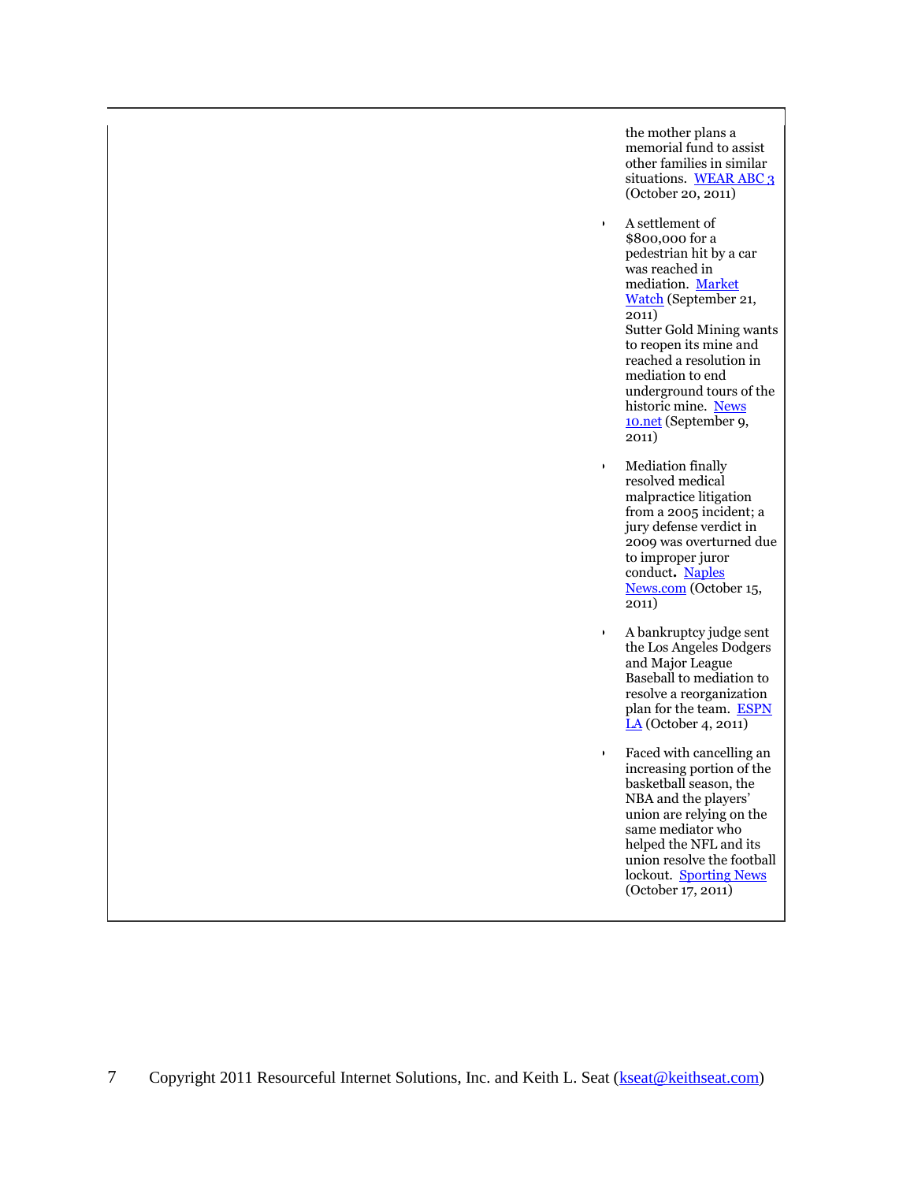the mother plans a memorial fund to assist other families in similar situations. [WEAR ABC 3](#) (October 20, 2011)

- A settlement of $800,000 for a pedestrian hit by a car was reached in mediation. [Market Watch](#) (September 21, 2011)
  Sutter Gold Mining wants to reopen its mine and reached a resolution in mediation to end underground tours of the historic mine. [News 10.net](#) (September 9, 2011)

- Mediation finally resolved medical malpractice litigation from a 2005 incident; a jury defense verdict in 2009 was overturned due to improper juror conduct**.** [Naples News.com](#) (October 15, 2011)

- A bankruptcy judge sent the Los Angeles Dodgers and Major League Baseball to mediation to resolve a reorganization plan for the team. [ESPN LA](#) (October 4, 2011)

- Faced with cancelling an increasing portion of the basketball season, the NBA and the players' union are relying on the same mediator who helped the NFL and its union resolve the football lockout. [Sporting News](#) (October 17, 2011)

Copyright 2011 Resourceful Internet Solutions, Inc. and Keith L. Seat (kseat@keithseat.com)